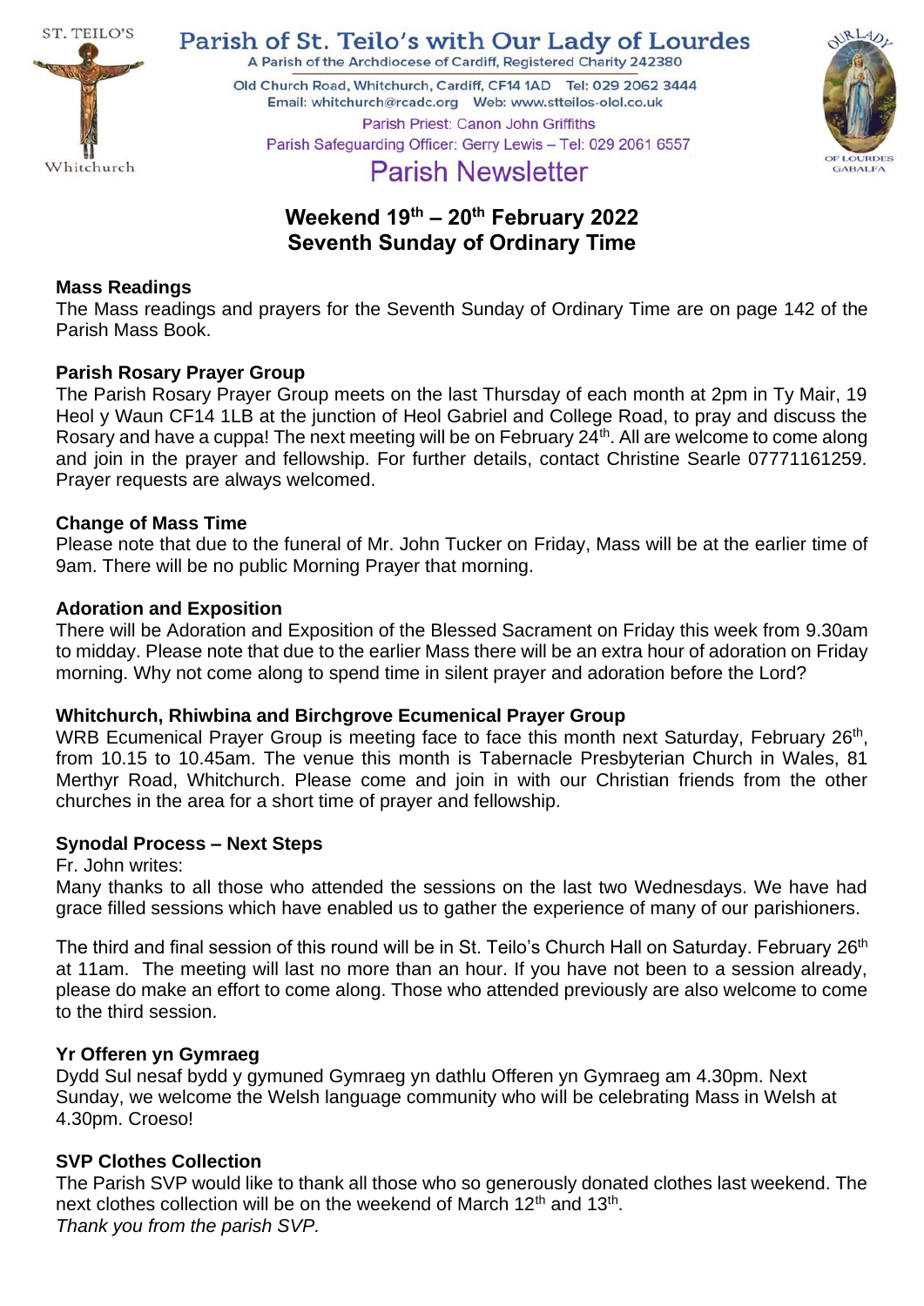ST. TEILO'S

Whitchurch

# Parish of St. Teilo's with Our Lady of Lourdes

A Parish of the Archdiocese of Cardiff, Registered Charity 242380

Old Church Road, Whitchurch, Cardiff, CF14 1AD Tel: 029 2062 3444
Email: whitchurch@rcadc.org Web: www.stteilos-olol.co.uk

Parish Priest: Canon John Griffiths

Parish Safeguarding Officer: Gerry Lewis – Tel: 029 2061 6557

OUR LADY OF LOURDES GABALFA

## Parish Newsletter

### Weekend 19th – 20th February 2022
### Seventh Sunday of Ordinary Time

**Mass Readings**

The Mass readings and prayers for the Seventh Sunday of Ordinary Time are on page 142 of the Parish Mass Book.

**Parish Rosary Prayer Group**

The Parish Rosary Prayer Group meets on the last Thursday of each month at 2pm in Ty Mair, 19 Heol y Waun CF14 1LB at the junction of Heol Gabriel and College Road, to pray and discuss the Rosary and have a cuppa! The next meeting will be on February 24th. All are welcome to come along and join in the prayer and fellowship. For further details, contact Christine Searle 07771161259. Prayer requests are always welcomed.

**Change of Mass Time**

Please note that due to the funeral of Mr. John Tucker on Friday, Mass will be at the earlier time of 9am. There will be no public Morning Prayer that morning.

**Adoration and Exposition**

There will be Adoration and Exposition of the Blessed Sacrament on Friday this week from 9.30am to midday. Please note that due to the earlier Mass there will be an extra hour of adoration on Friday morning. Why not come along to spend time in silent prayer and adoration before the Lord?

**Whitchurch, Rhiwbina and Birchgrove Ecumenical Prayer Group**

WRB Ecumenical Prayer Group is meeting face to face this month next Saturday, February 26th, from 10.15 to 10.45am. The venue this month is Tabernacle Presbyterian Church in Wales, 81 Merthyr Road, Whitchurch. Please come and join in with our Christian friends from the other churches in the area for a short time of prayer and fellowship.

**Synodal Process – Next Steps**

Fr. John writes:

Many thanks to all those who attended the sessions on the last two Wednesdays. We have had grace filled sessions which have enabled us to gather the experience of many of our parishioners.

The third and final session of this round will be in St. Teilo's Church Hall on Saturday. February 26th at 11am. The meeting will last no more than an hour. If you have not been to a session already, please do make an effort to come along. Those who attended previously are also welcome to come to the third session.

**Yr Offeren yn Gymraeg**

Dydd Sul nesaf bydd y gymuned Gymraeg yn dathlu Offeren yn Gymraeg am 4.30pm. Next Sunday, we welcome the Welsh language community who will be celebrating Mass in Welsh at 4.30pm. Croeso!

**SVP Clothes Collection**

The Parish SVP would like to thank all those who so generously donated clothes last weekend. The next clothes collection will be on the weekend of March 12th and 13th.

*Thank you from the parish SVP.*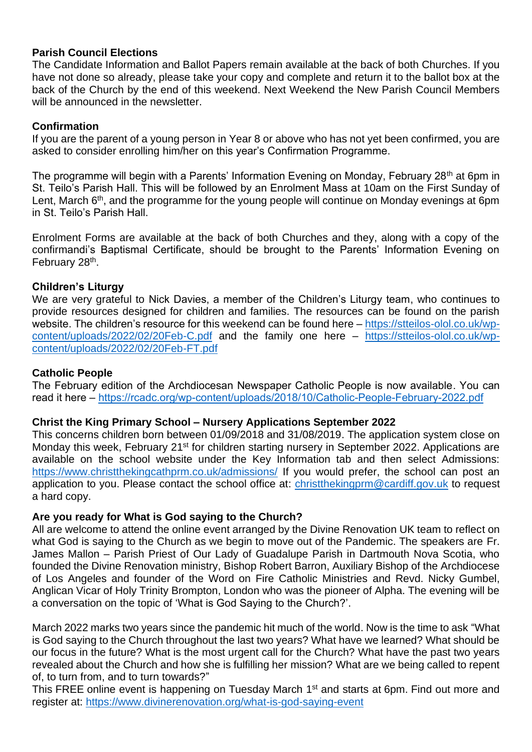**Parish Council Elections**

The Candidate Information and Ballot Papers remain available at the back of both Churches. If you have not done so already, please take your copy and complete and return it to the ballot box at the back of the Church by the end of this weekend. Next Weekend the New Parish Council Members will be announced in the newsletter.

**Confirmation**

If you are the parent of a young person in Year 8 or above who has not yet been confirmed, you are asked to consider enrolling him/her on this year's Confirmation Programme.

The programme will begin with a Parents' Information Evening on Monday, February 28th at 6pm in St. Teilo's Parish Hall. This will be followed by an Enrolment Mass at 10am on the First Sunday of Lent, March 6th, and the programme for the young people will continue on Monday evenings at 6pm in St. Teilo's Parish Hall.

Enrolment Forms are available at the back of both Churches and they, along with a copy of the confirmandi's Baptismal Certificate, should be brought to the Parents' Information Evening on February 28th.

**Children's Liturgy**

We are very grateful to Nick Davies, a member of the Children's Liturgy team, who continues to provide resources designed for children and families. The resources can be found on the parish website. The children's resource for this weekend can be found here – https://stteilos-olol.co.uk/wp-content/uploads/2022/02/20Feb-C.pdf and the family one here – https://stteilos-olol.co.uk/wp-content/uploads/2022/02/20Feb-FT.pdf

**Catholic People**

The February edition of the Archdiocesan Newspaper Catholic People is now available. You can read it here – https://rcadc.org/wp-content/uploads/2018/10/Catholic-People-February-2022.pdf

**Christ the King Primary School – Nursery Applications September 2022**

This concerns children born between 01/09/2018 and 31/08/2019. The application system close on Monday this week, February 21st for children starting nursery in September 2022. Applications are available on the school website under the Key Information tab and then select Admissions: https://www.christthekingcathprm.co.uk/admissions/ If you would prefer, the school can post an application to you. Please contact the school office at: christthekingprm@cardiff.gov.uk to request a hard copy.

**Are you ready for What is God saying to the Church?**

All are welcome to attend the online event arranged by the Divine Renovation UK team to reflect on what God is saying to the Church as we begin to move out of the Pandemic. The speakers are Fr. James Mallon – Parish Priest of Our Lady of Guadalupe Parish in Dartmouth Nova Scotia, who founded the Divine Renovation ministry, Bishop Robert Barron, Auxiliary Bishop of the Archdiocese of Los Angeles and founder of the Word on Fire Catholic Ministries and Revd. Nicky Gumbel, Anglican Vicar of Holy Trinity Brompton, London who was the pioneer of Alpha. The evening will be a conversation on the topic of 'What is God Saying to the Church?'.

March 2022 marks two years since the pandemic hit much of the world. Now is the time to ask "What is God saying to the Church throughout the last two years? What have we learned? What should be our focus in the future? What is the most urgent call for the Church? What have the past two years revealed about the Church and how she is fulfilling her mission? What are we being called to repent of, to turn from, and to turn towards?"

This FREE online event is happening on Tuesday March 1st and starts at 6pm. Find out more and register at: https://www.divinerenovation.org/what-is-god-saying-event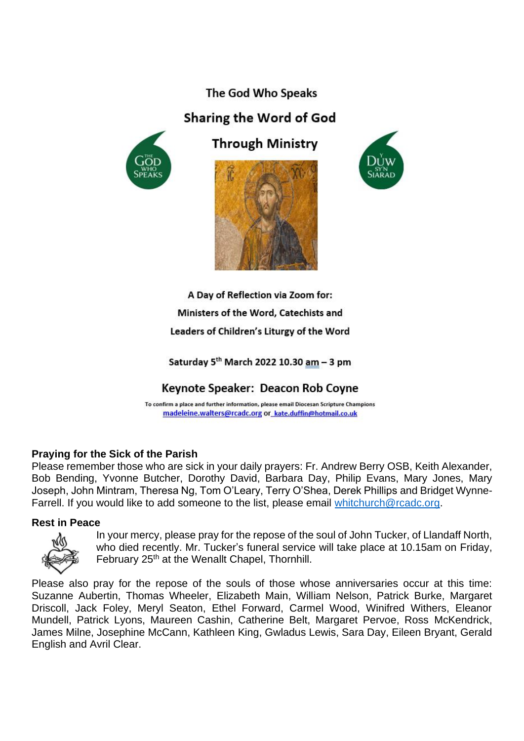## The God Who Speaks

## Sharing the Word of God

## Through Ministry

**A Day of Reflection via Zoom for:**
**Ministers of the Word, Catechists and**
**Leaders of Children's Liturgy of the Word**

**Saturday 5th March 2022 10.30 am – 3 pm**

**Keynote Speaker: Deacon Rob Coyne**

To confirm a place and further information, please email Diocesan Scripture Champions madeleine.walters@rcadc.org or kate.duffin@hotmail.co.uk

### Praying for the Sick of the Parish

Please remember those who are sick in your daily prayers: Fr. Andrew Berry OSB, Keith Alexander, Bob Bending, Yvonne Butcher, Dorothy David, Barbara Day, Philip Evans, Mary Jones, Mary Joseph, John Mintram, Theresa Ng, Tom O'Leary, Terry O'Shea, Derek Phillips and Bridget Wynne-Farrell. If you would like to add someone to the list, please email whitchurch@rcadc.org.

### Rest in Peace

In your mercy, please pray for the repose of the soul of John Tucker, of Llandaff North, who died recently. Mr. Tucker's funeral service will take place at 10.15am on Friday, February 25th at the Wenallt Chapel, Thornhill.

Please also pray for the repose of the souls of those whose anniversaries occur at this time: Suzanne Aubertin, Thomas Wheeler, Elizabeth Main, William Nelson, Patrick Burke, Margaret Driscoll, Jack Foley, Meryl Seaton, Ethel Forward, Carmel Wood, Winifred Withers, Eleanor Mundell, Patrick Lyons, Maureen Cashin, Catherine Belt, Margaret Pervoe, Ross McKendrick, James Milne, Josephine McCann, Kathleen King, Gwladus Lewis, Sara Day, Eileen Bryant, Gerald English and Avril Clear.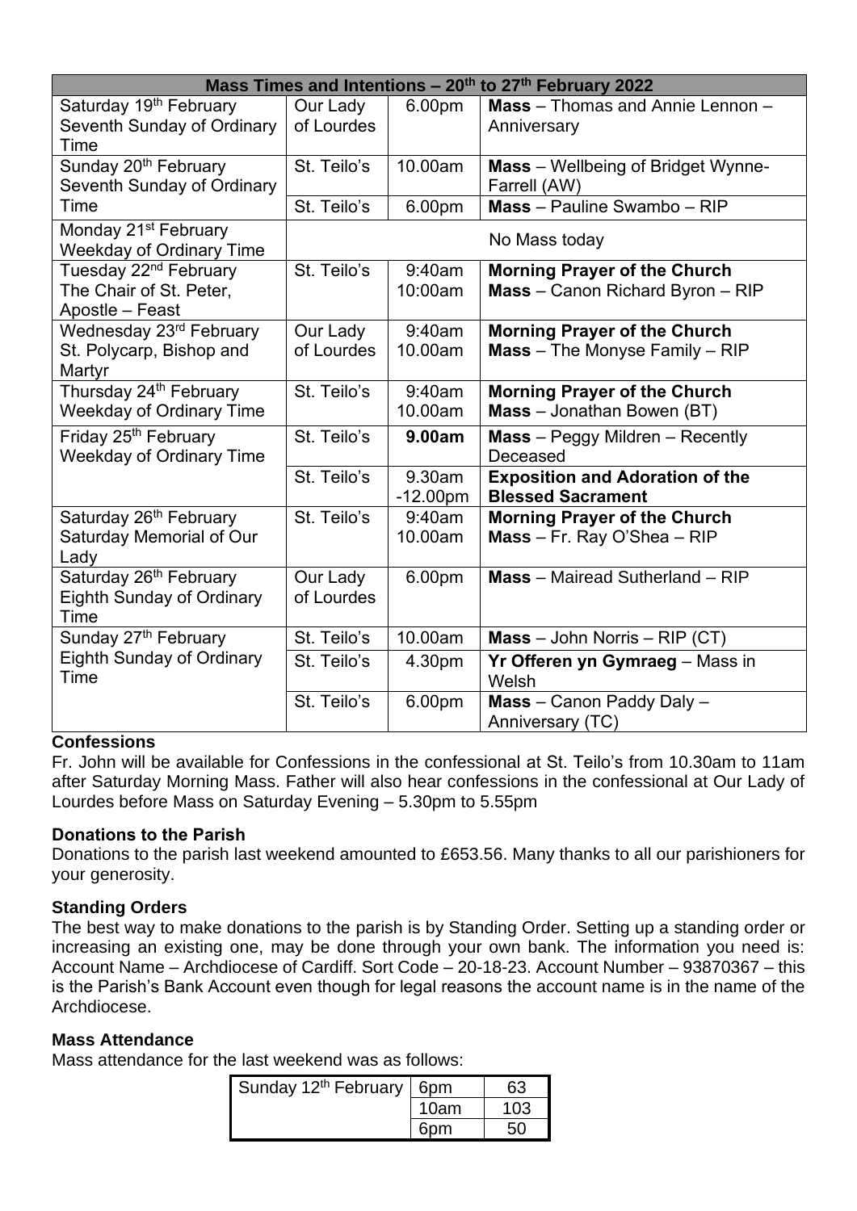| Mass Times and Intentions – 20th to 27th February 2022 | | | |
|---|---|---|---|
| Saturday 19th February Seventh Sunday of Ordinary Time | Our Lady of Lourdes | 6.00pm | **Mass** – Thomas and Annie Lennon – Anniversary |
| Sunday 20th February Seventh Sunday of Ordinary Time | St. Teilo's | 10.00am | **Mass** – Wellbeing of Bridget Wynne-Farrell (AW) |
| | St. Teilo's | 6.00pm | **Mass** – Pauline Swambo – RIP |
| Monday 21st February Weekday of Ordinary Time | No Mass today | | |
| Tuesday 22nd February The Chair of St. Peter, Apostle – Feast | St. Teilo's | 9:40am 10:00am | **Morning Prayer of the Church** **Mass** – Canon Richard Byron – RIP |
| Wednesday 23rd February St. Polycarp, Bishop and Martyr | Our Lady of Lourdes | 9:40am 10.00am | **Morning Prayer of the Church** **Mass** – The Monyse Family – RIP |
| Thursday 24th February Weekday of Ordinary Time | St. Teilo's | 9:40am 10.00am | **Morning Prayer of the Church** **Mass** – Jonathan Bowen (BT) |
| Friday 25th February Weekday of Ordinary Time | St. Teilo's | **9.00am** | **Mass** – Peggy Mildren – Recently Deceased |
| | St. Teilo's | 9.30am -12.00pm | **Exposition and Adoration of the Blessed Sacrament** |
| Saturday 26th February Saturday Memorial of Our Lady | St. Teilo's | 9:40am 10.00am | **Morning Prayer of the Church** **Mass** – Fr. Ray O'Shea – RIP |
| Saturday 26th February Eighth Sunday of Ordinary Time | Our Lady of Lourdes | 6.00pm | **Mass** – Mairead Sutherland – RIP |
| Sunday 27th February Eighth Sunday of Ordinary Time | St. Teilo's | 10.00am | **Mass** – John Norris – RIP (CT) |
| | St. Teilo's | 4.30pm | **Yr Offeren yn Gymraeg** – Mass in Welsh |
| | St. Teilo's | 6.00pm | **Mass** – Canon Paddy Daly – Anniversary (TC) |

**Confessions**

Fr. John will be available for Confessions in the confessional at St. Teilo's from 10.30am to 11am after Saturday Morning Mass. Father will also hear confessions in the confessional at Our Lady of Lourdes before Mass on Saturday Evening – 5.30pm to 5.55pm

**Donations to the Parish**

Donations to the parish last weekend amounted to £653.56. Many thanks to all our parishioners for your generosity.

**Standing Orders**

The best way to make donations to the parish is by Standing Order. Setting up a standing order or increasing an existing one, may be done through your own bank. The information you need is: Account Name – Archdiocese of Cardiff. Sort Code – 20-18-23. Account Number – 93870367 – this is the Parish's Bank Account even though for legal reasons the account name is in the name of the Archdiocese.

**Mass Attendance**

Mass attendance for the last weekend was as follows:

| | | |
|---|---|---|
| Sunday 12th February | 6pm | 63 |
| | 10am | 103 |
| | 6pm | 50 |